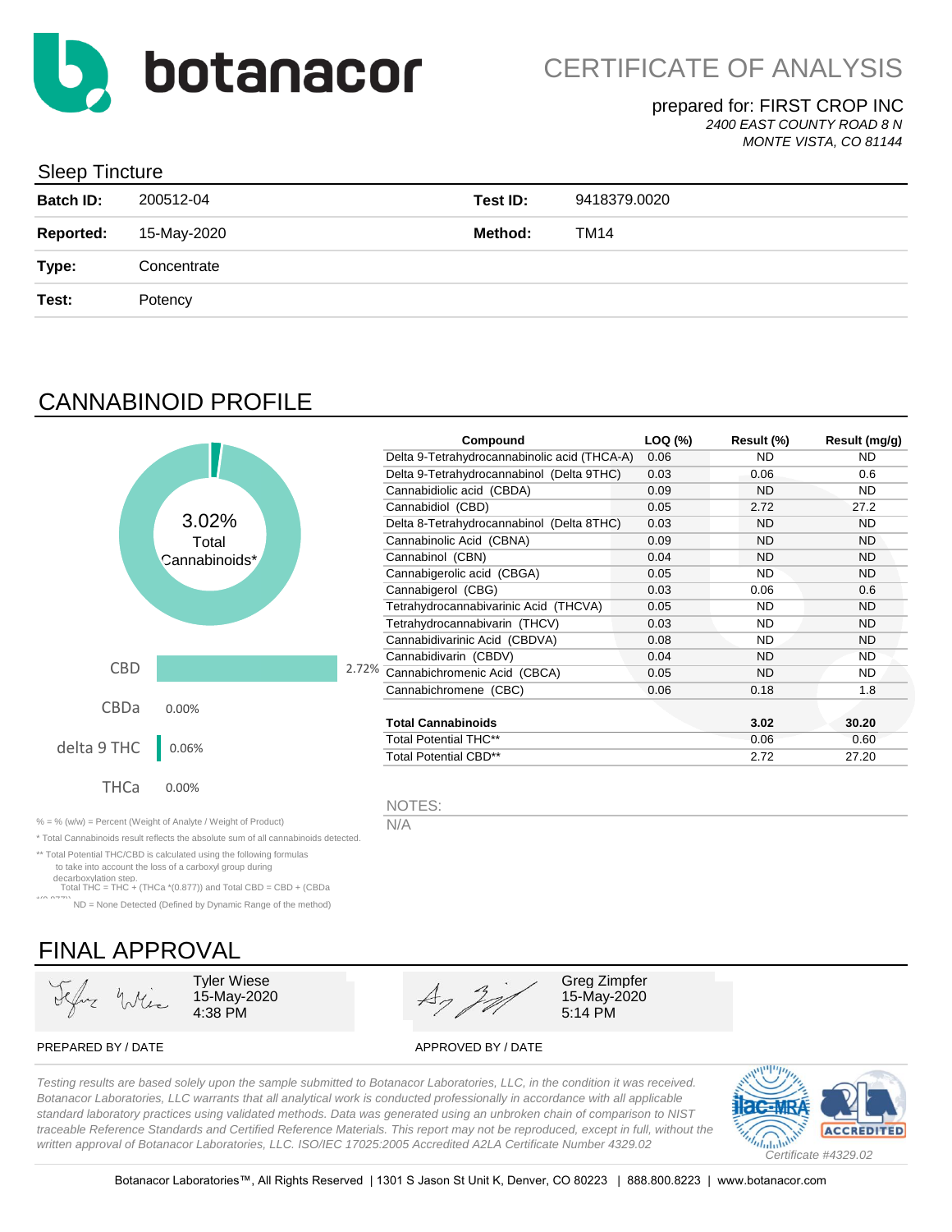# botanacor

## CERTIFICATE OF ANALYSIS

prepared for: FIRST CROP INC
*2400 EAST COUNTY ROAD 8 N*
*MONTE VISTA, CO 81144*

## Sleep Tincture

| | | | |
|---|---|---|---|
| **Batch ID:** | 200512-04 | **Test ID:** | 9418379.0020 |
| **Reported:** | 15-May-2020 | **Method:** | TM14 |
| **Type:** | Concentrate | | |
| **Test:** | Potency | | |

## CANNABINOID PROFILE

3.02% Total Cannabinoids*

| | |
|---|---|
| CBD | 2.72% |
| CBDa | 0.00% |
| delta 9 THC | 0.06% |
| THCa | 0.00% |

| Compound | LOQ (%) | Result (%) | Result (mg/g) |
|---|---|---|---|
| Delta 9-Tetrahydrocannabinolic acid (THCA-A) | 0.06 | ND | ND |
| Delta 9-Tetrahydrocannabinol (Delta 9THC) | 0.03 | 0.06 | 0.6 |
| Cannabidiolic acid (CBDA) | 0.09 | ND | ND |
| Cannabidiol (CBD) | 0.05 | 2.72 | 27.2 |
| Delta 8-Tetrahydrocannabinol (Delta 8THC) | 0.03 | ND | ND |
| Cannabinolic Acid (CBNA) | 0.09 | ND | ND |
| Cannabinol (CBN) | 0.04 | ND | ND |
| Cannabigerolic acid (CBGA) | 0.05 | ND | ND |
| Cannabigerol (CBG) | 0.03 | 0.06 | 0.6 |
| Tetrahydrocannabivarinic Acid (THCVA) | 0.05 | ND | ND |
| Tetrahydrocannabivarin (THCV) | 0.03 | ND | ND |
| Cannabidivarinic Acid (CBDVA) | 0.08 | ND | ND |
| Cannabidivarin (CBDV) | 0.04 | ND | ND |
| Cannabichromenic Acid (CBCA) | 0.05 | ND | ND |
| Cannabichromene (CBC) | 0.06 | 0.18 | 1.8 |
| **Total Cannabinoids** | | **3.02** | **30.20** |
| Total Potential THC** | | 0.06 | 0.60 |
| Total Potential CBD** | | 2.72 | 27.20 |

NOTES:
N/A

% = % (w/w) = Percent (Weight of Analyte / Weight of Product)

* Total Cannabinoids result reflects the absolute sum of all cannabinoids detected.

** Total Potential THC/CBD is calculated using the following formulas to take into account the loss of a carboxyl group during decarboxylation step.
Total THC = THC + (THCa *(0.877)) and Total CBD = CBD + (CBDa *(0.877))

ND = None Detected (Defined by Dynamic Range of the method)

## FINAL APPROVAL

| PREPARED BY / DATE | APPROVED BY / DATE |
|---|---|
| Tyler Wiese<br>15-May-2020<br>4:38 PM | Greg Zimpfer<br>15-May-2020<br>5:14 PM |

*Testing results are based solely upon the sample submitted to Botanacor Laboratories, LLC, in the condition it was received. Botanacor Laboratories, LLC warrants that all analytical work is conducted professionally in accordance with all applicable standard laboratory practices using validated methods. Data was generated using an unbroken chain of comparison to NIST traceable Reference Standards and Certified Reference Materials. This report may not be reproduced, except in full, without the written approval of Botanacor Laboratories, LLC. ISO/IEC 17025:2005 Accredited A2LA Certificate Number 4329.02*

ilac-MRA | A2LA ACCREDITED
*Certificate #4329.02*

Botanacor Laboratories™, All Rights Reserved | 1301 S Jason St Unit K, Denver, CO 80223 | 888.800.8223 | www.botanacor.com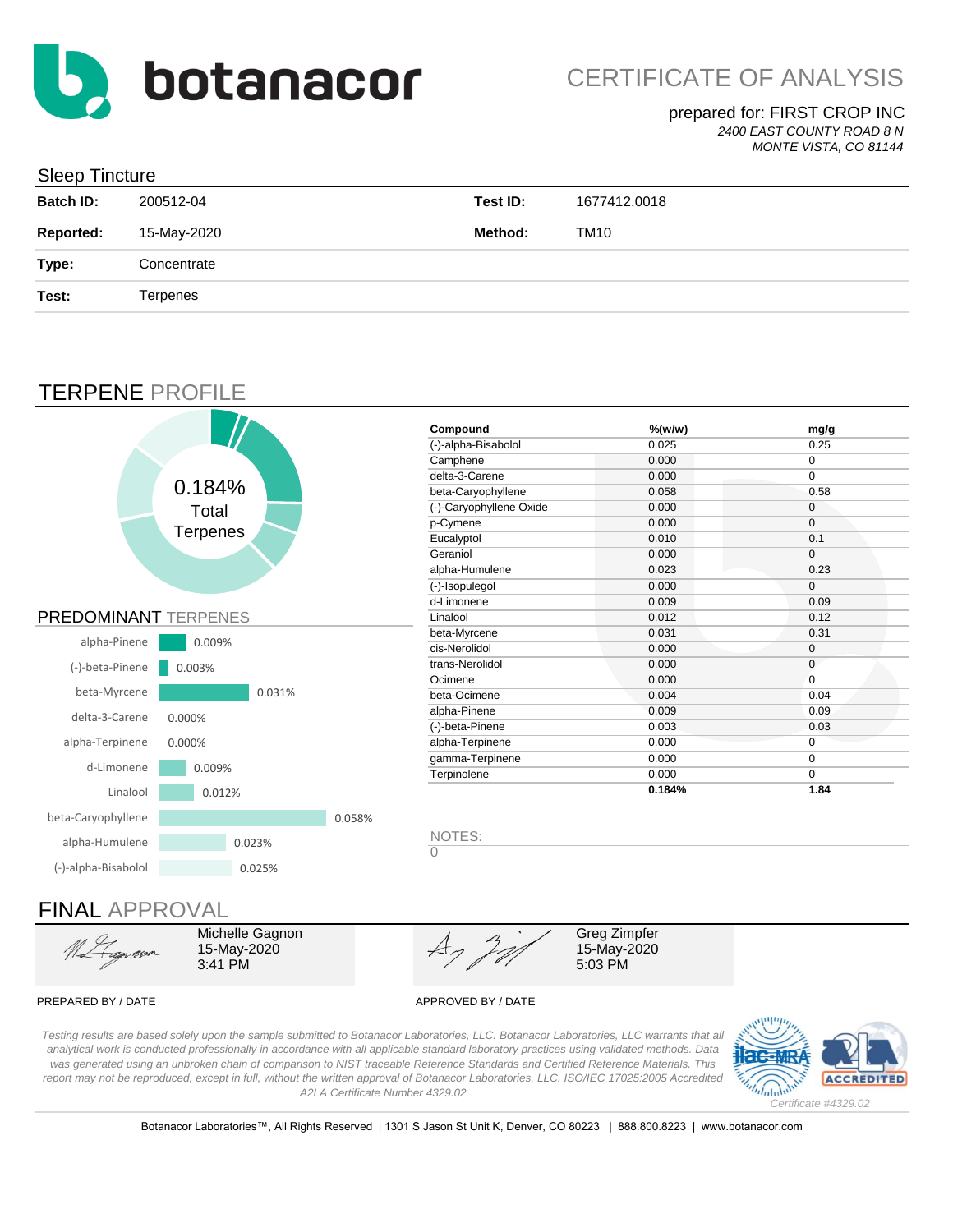# botanacor

## CERTIFICATE OF ANALYSIS

prepared for: FIRST CROP INC

*2400 EAST COUNTY ROAD 8 N*
*MONTE VISTA, CO 81144*

### Sleep Tincture

| | | | |
|---|---|---|---|
| **Batch ID:** | 200512-04 | **Test ID:** | 1677412.0018 |
| **Reported:** | 15-May-2020 | **Method:** | TM10 |
| **Type:** | Concentrate | | |
| **Test:** | Terpenes | | |

## TERPENE PROFILE

0.184% Total Terpenes

| Compound | %(w/w) | mg/g |
|---|---|---|
| (-)-alpha-Bisabolol | 0.025 | 0.25 |
| Camphene | 0.000 | 0 |
| delta-3-Carene | 0.000 | 0 |
| beta-Caryophyllene | 0.058 | 0.58 |
| (-)-Caryophyllene Oxide | 0.000 | 0 |
| p-Cymene | 0.000 | 0 |
| Eucalyptol | 0.010 | 0.1 |
| Geraniol | 0.000 | 0 |
| alpha-Humulene | 0.023 | 0.23 |
| (-)-Isopulegol | 0.000 | 0 |
| d-Limonene | 0.009 | 0.09 |
| Linalool | 0.012 | 0.12 |
| beta-Myrcene | 0.031 | 0.31 |
| cis-Nerolidol | 0.000 | 0 |
| trans-Nerolidol | 0.000 | 0 |
| Ocimene | 0.000 | 0 |
| beta-Ocimene | 0.004 | 0.04 |
| alpha-Pinene | 0.009 | 0.09 |
| (-)-beta-Pinene | 0.003 | 0.03 |
| alpha-Terpinene | 0.000 | 0 |
| gamma-Terpinene | 0.000 | 0 |
| Terpinolene | 0.000 | 0 |
| | **0.184%** | **1.84** |

### PREDOMINANT TERPENES

| Terpene | % |
|---|---|
| alpha-Pinene | 0.009% |
| (-)-beta-Pinene | 0.003% |
| beta-Myrcene | 0.031% |
| delta-3-Carene | 0.000% |
| alpha-Terpinene | 0.000% |
| d-Limonene | 0.009% |
| Linalool | 0.012% |
| beta-Caryophyllene | 0.058% |
| alpha-Humulene | 0.023% |
| (-)-alpha-Bisabolol | 0.025% |

NOTES:
0

## FINAL APPROVAL

| PREPARED BY / DATE | APPROVED BY / DATE |
|---|---|
| Michelle Gagnon<br>15-May-2020<br>3:41 PM | Greg Zimpfer<br>15-May-2020<br>5:03 PM |

*Testing results are based solely upon the sample submitted to Botanacor Laboratories, LLC. Botanacor Laboratories, LLC warrants that all analytical work is conducted professionally in accordance with all applicable standard laboratory practices using validated methods. Data was generated using an unbroken chain of comparison to NIST traceable Reference Standards and Certified Reference Materials. This report may not be reproduced, except in full, without the written approval of Botanacor Laboratories, LLC. ISO/IEC 17025:2005 Accredited A2LA Certificate Number 4329.02*

*Certificate #4329.02*

Botanacor Laboratories™, All Rights Reserved | 1301 S Jason St Unit K, Denver, CO 80223 | 888.800.8223 | www.botanacor.com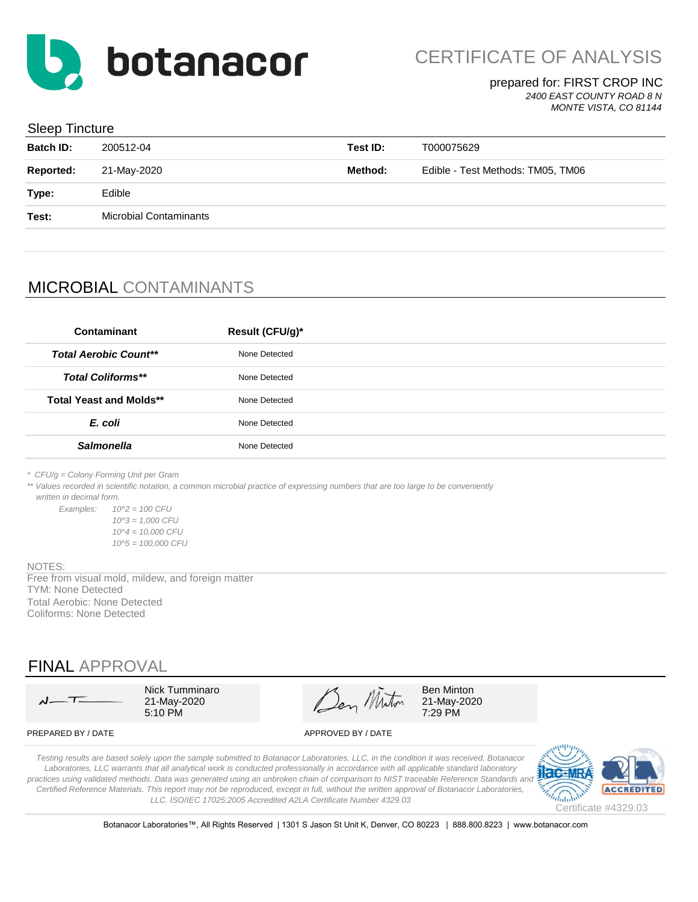botanacor

# CERTIFICATE OF ANALYSIS

prepared for: FIRST CROP INC
*2400 EAST COUNTY ROAD 8 N*
*MONTE VISTA, CO 81144*

## Sleep Tincture

| | | | |
|---|---|---|---|
| **Batch ID:** | 200512-04 | **Test ID:** | T000075629 |
| **Reported:** | 21-May-2020 | **Method:** | Edible - Test Methods: TM05, TM06 |
| **Type:** | Edible | | |
| **Test:** | Microbial Contaminants | | |

## MICROBIAL CONTAMINANTS

| Contaminant | Result (CFU/g)* |
|---|---|
| ***Total Aerobic Count**** | None Detected |
| ***Total Coliforms**** | None Detected |
| **Total Yeast and Molds**** | None Detected |
| ***E. coli*** | None Detected |
| ***Salmonella*** | None Detected |

*\* CFU/g = Colony Forming Unit per Gram*

*\*\* Values recorded in scientific notation, a common microbial practice of expressing numbers that are too large to be conveniently written in decimal form.*

*Examples:*
*10^2 = 100 CFU*
*10^3 = 1,000 CFU*
*10^4 = 10,000 CFU*
*10^5 = 100,000 CFU*

NOTES:
Free from visual mold, mildew, and foreign matter
TYM: None Detected
Total Aerobic: None Detected
Coliforms: None Detected

## FINAL APPROVAL

| | |
|---|---|
| Nick Tumminaro<br>21-May-2020<br>5:10 PM | Ben Minton<br>21-May-2020<br>7:29 PM |
| PREPARED BY / DATE | APPROVED BY / DATE |

*Testing results are based solely upon the sample submitted to Botanacor Laboratories, LLC, in the condition it was received. Botanacor Laboratories, LLC warrants that all analytical work is conducted professionally in accordance with all applicable standard laboratory practices using validated methods. Data was generated using an unbroken chain of comparison to NIST traceable Reference Standards and Certified Reference Materials. This report may not be reproduced, except in full, without the written approval of Botanacor Laboratories, LLC. ISO/IEC 17025:2005 Accredited A2LA Certificate Number 4329.03*

ilac-MRA A2LA ACCREDITED
Certificate #4329.03

Botanacor Laboratories™, All Rights Reserved | 1301 S Jason St Unit K, Denver, CO 80223 | 888.800.8223 | www.botanacor.com